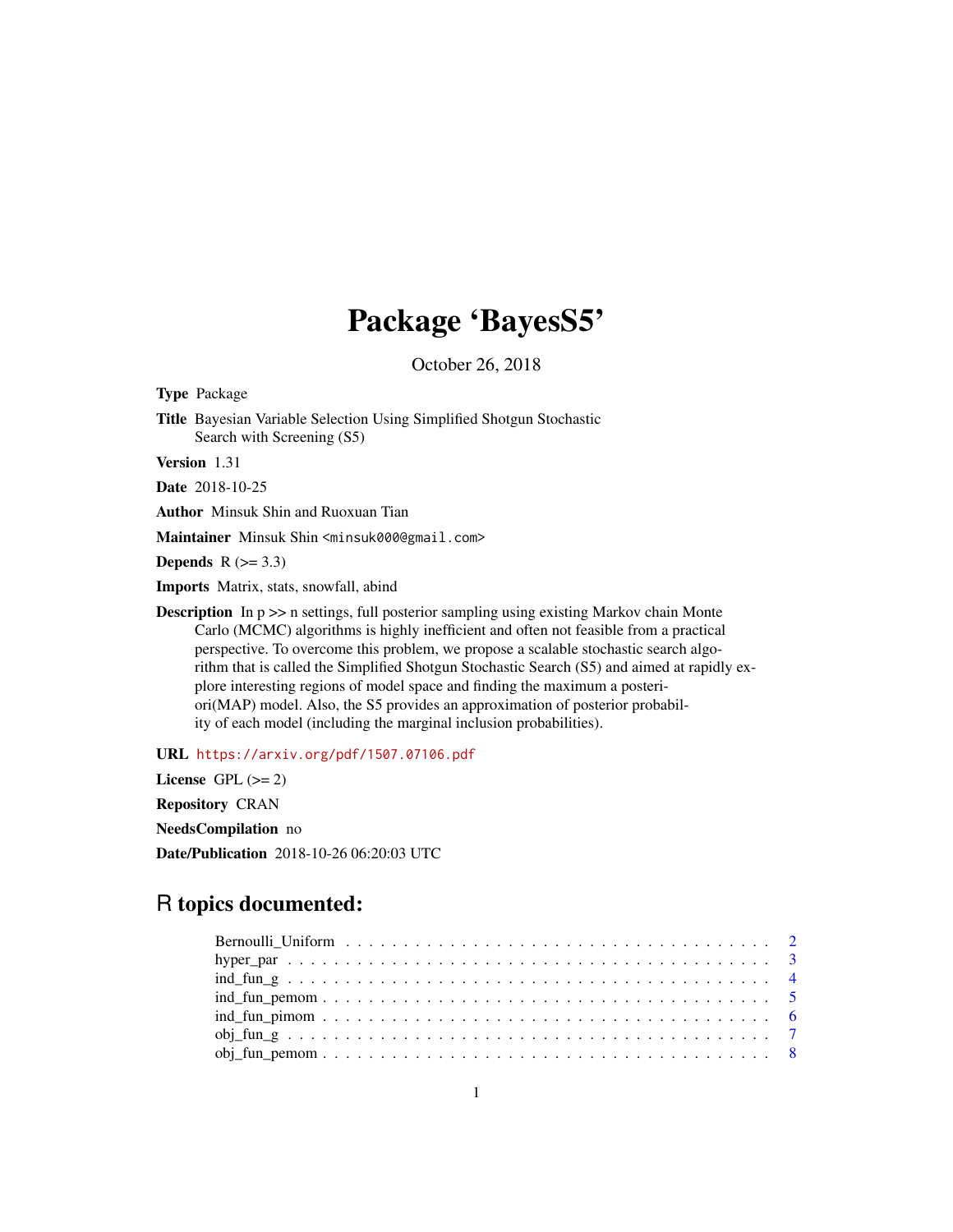# Package 'BayesS5'

October 26, 2018

**Type** Package

**Title** Bayesian Variable Selection Using Simplified Shotgun Stochastic Search with Screening (S5)

**Version** 1.31

**Date** 2018-10-25

**Author** Minsuk Shin and Ruoxuan Tian

**Maintainer** Minsuk Shin <minsuk000@gmail.com>

**Depends** R (>= 3.3)

**Imports** Matrix, stats, snowfall, abind

**Description** In p >> n settings, full posterior sampling using existing Markov chain Monte Carlo (MCMC) algorithms is highly inefficient and often not feasible from a practical perspective. To overcome this problem, we propose a scalable stochastic search algorithm that is called the Simplified Shotgun Stochastic Search (S5) and aimed at rapidly explore interesting regions of model space and finding the maximum a posteriori(MAP) model. Also, the S5 provides an approximation of posterior probability of each model (including the marginal inclusion probabilities).

**URL** https://arxiv.org/pdf/1507.07106.pdf

**License** GPL (>= 2)

**Repository** CRAN

**NeedsCompilation** no

**Date/Publication** 2018-10-26 06:20:03 UTC

## R topics documented:

| | |
|---|---|
| Bernoulli_Uniform | 2 |
| hyper_par | 3 |
| ind_fun_g | 4 |
| ind_fun_pemom | 5 |
| ind_fun_pimom | 6 |
| obj_fun_g | 7 |
| obj_fun_pemom | 8 |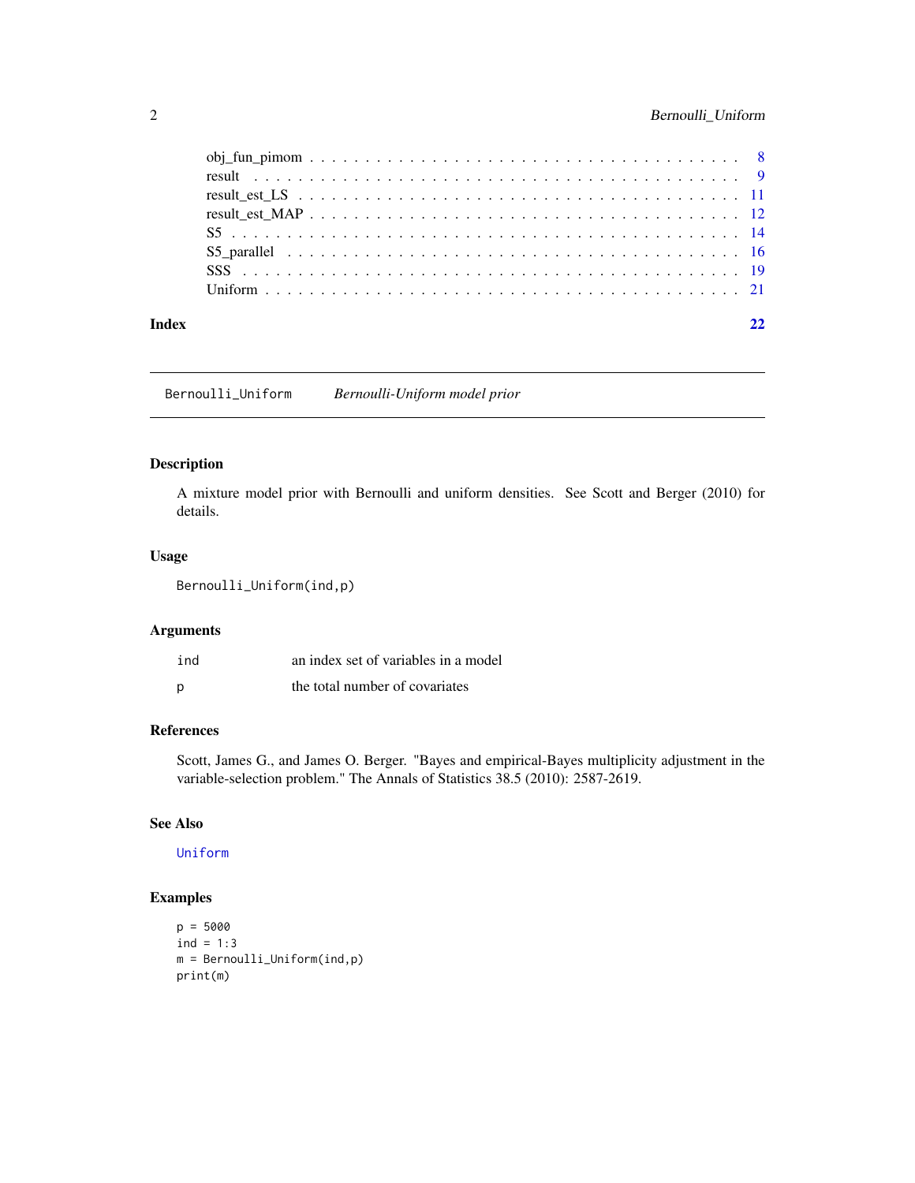| | |
|---|---|
| obj_fun_pimom | 8 |
| result | 9 |
| result_est_LS | 11 |
| result_est_MAP | 12 |
| S5 | 14 |
| S5_parallel | 16 |
| SSS | 19 |
| Uniform | 21 |

**Index** **22**

---

`Bernoulli_Uniform` *Bernoulli-Uniform model prior*

---

## Description

A mixture model prior with Bernoulli and uniform densities. See Scott and Berger (2010) for details.

## Usage

```
Bernoulli_Uniform(ind,p)
```

## Arguments

| | |
|---|---|
| ind | an index set of variables in a model |
| p | the total number of covariates |

## References

Scott, James G., and James O. Berger. "Bayes and empirical-Bayes multiplicity adjustment in the variable-selection problem." The Annals of Statistics 38.5 (2010): 2587-2619.

## See Also

Uniform

## Examples

```
p = 5000
ind = 1:3
m = Bernoulli_Uniform(ind,p)
print(m)
```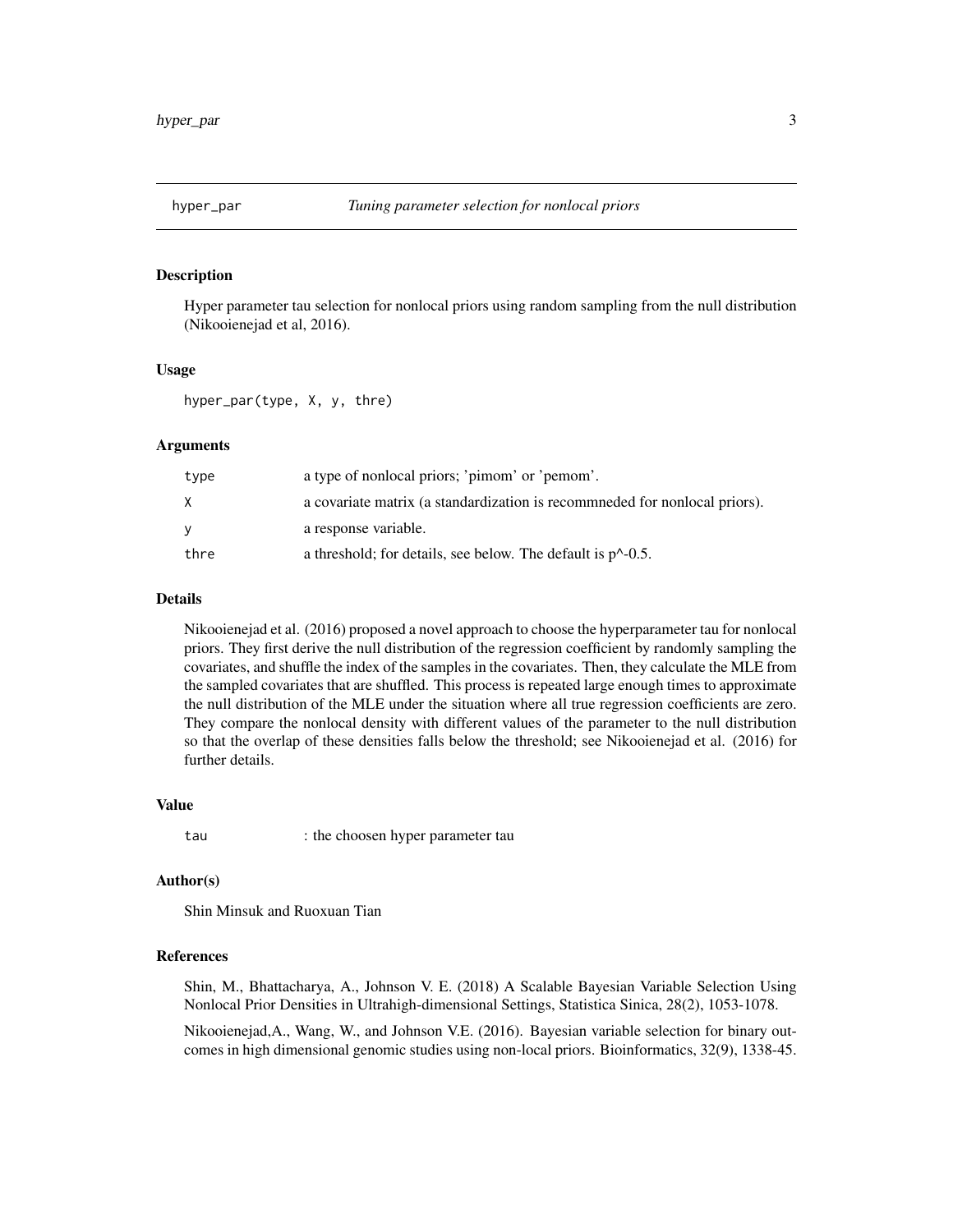# hyper_par — *Tuning parameter selection for nonlocal priors*

## Description

Hyper parameter tau selection for nonlocal priors using random sampling from the null distribution (Nikooienejad et al, 2016).

## Usage

```
hyper_par(type, X, y, thre)
```

## Arguments

| | |
|---|---|
| type | a type of nonlocal priors; 'pimom' or 'pemom'. |
| X | a covariate matrix (a standardization is recommneded for nonlocal priors). |
| y | a response variable. |
| thre | a threshold; for details, see below. The default is p^-0.5. |

## Details

Nikooienejad et al. (2016) proposed a novel approach to choose the hyperparameter tau for nonlocal priors. They first derive the null distribution of the regression coefficient by randomly sampling the covariates, and shuffle the index of the samples in the covariates. Then, they calculate the MLE from the sampled covariates that are shuffled. This process is repeated large enough times to approximate the null distribution of the MLE under the situation where all true regression coefficients are zero. They compare the nonlocal density with different values of the parameter to the null distribution so that the overlap of these densities falls below the threshold; see Nikooienejad et al. (2016) for further details.

## Value

| | |
|---|---|
| tau | : the choosen hyper parameter tau |

## Author(s)

Shin Minsuk and Ruoxuan Tian

## References

Shin, M., Bhattacharya, A., Johnson V. E. (2018) A Scalable Bayesian Variable Selection Using Nonlocal Prior Densities in Ultrahigh-dimensional Settings, Statistica Sinica, 28(2), 1053-1078.

Nikooienejad,A., Wang, W., and Johnson V.E. (2016). Bayesian variable selection for binary outcomes in high dimensional genomic studies using non-local priors. Bioinformatics, 32(9), 1338-45.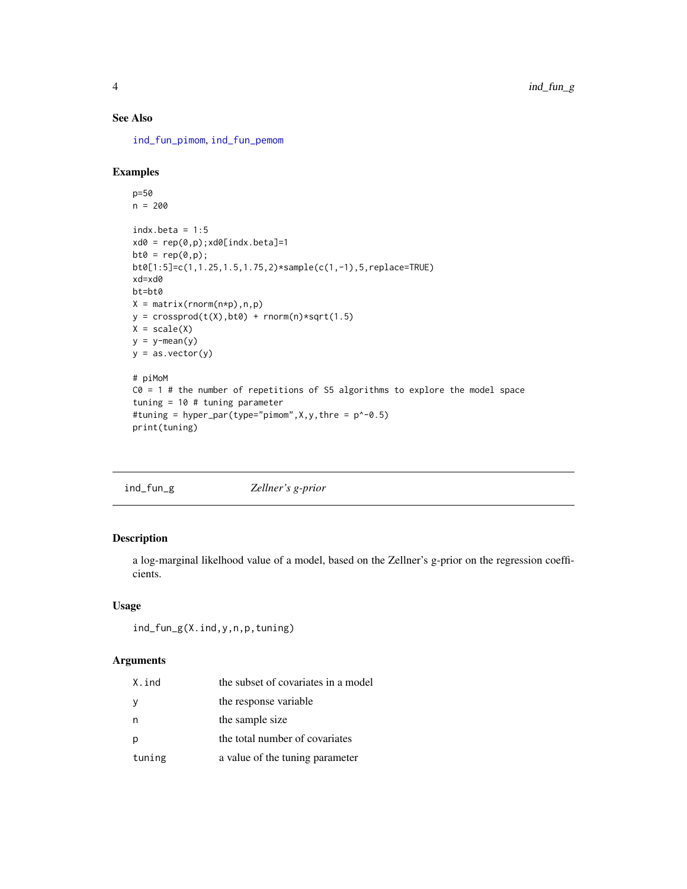## See Also

ind_fun_pimom, ind_fun_pemom

## Examples

```
p=50
n = 200

indx.beta = 1:5
xd0 = rep(0,p);xd0[indx.beta]=1
bt0 = rep(0,p);
bt0[1:5]=c(1,1.25,1.5,1.75,2)*sample(c(1,-1),5,replace=TRUE)
xd=xd0
bt=bt0
X = matrix(rnorm(n*p),n,p)
y = crossprod(t(X),bt0) + rnorm(n)*sqrt(1.5)
X = scale(X)
y = y-mean(y)
y = as.vector(y)

# piMoM
C0 = 1 # the number of repetitions of S5 algorithms to explore the model space
tuning = 10 # tuning parameter
#tuning = hyper_par(type="pimom",X,y,thre = p^-0.5)
print(tuning)
```

---

# ind_fun_g *Zellner's g-prior*

## Description

a log-marginal likelihood value of a model, based on the Zellner's g-prior on the regression coefficients.

## Usage

```
ind_fun_g(X.ind,y,n,p,tuning)
```

## Arguments

| | |
|---|---|
| X.ind | the subset of covariates in a model |
| y | the response variable |
| n | the sample size |
| p | the total number of covariates |
| tuning | a value of the tuning parameter |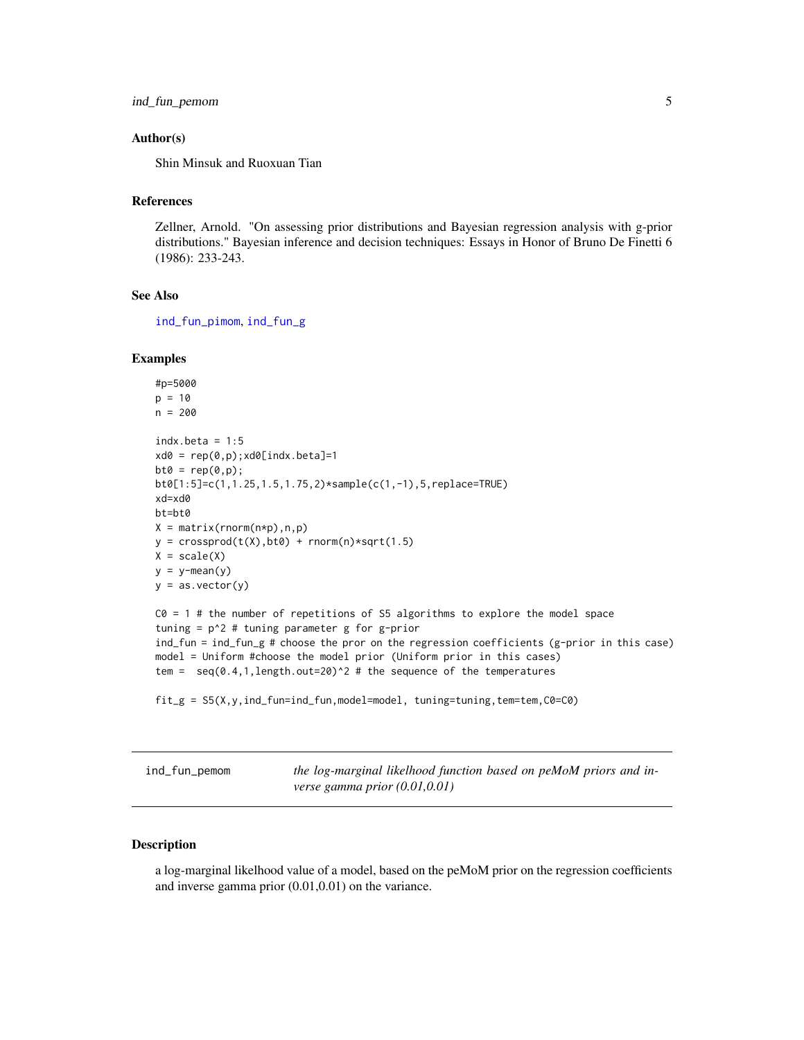### Author(s)

Shin Minsuk and Ruoxuan Tian

### References

Zellner, Arnold. "On assessing prior distributions and Bayesian regression analysis with g-prior distributions." Bayesian inference and decision techniques: Essays in Honor of Bruno De Finetti 6 (1986): 233-243.

### See Also

ind_fun_pimom, ind_fun_g

### Examples

```
#p=5000
p = 10
n = 200

indx.beta = 1:5
xd0 = rep(0,p);xd0[indx.beta]=1
bt0 = rep(0,p);
bt0[1:5]=c(1,1.25,1.5,1.75,2)*sample(c(1,-1),5,replace=TRUE)
xd=xd0
bt=bt0
X = matrix(rnorm(n*p),n,p)
y = crossprod(t(X),bt0) + rnorm(n)*sqrt(1.5)
X = scale(X)
y = y-mean(y)
y = as.vector(y)

C0 = 1 # the number of repetitions of S5 algorithms to explore the model space
tuning = p^2 # tuning parameter g for g-prior
ind_fun = ind_fun_g # choose the pror on the regression coefficients (g-prior in this case)
model = Uniform #choose the model prior (Uniform prior in this cases)
tem =  seq(0.4,1,length.out=20)^2 # the sequence of the temperatures

fit_g = S5(X,y,ind_fun=ind_fun,model=model, tuning=tuning,tem=tem,C0=C0)
```

---

## ind_fun_pemom — *the log-marginal likelhood function based on peMoM priors and inverse gamma prior (0.01,0.01)*

### Description

a log-marginal likelhood value of a model, based on the peMoM prior on the regression coefficients and inverse gamma prior (0.01,0.01) on the variance.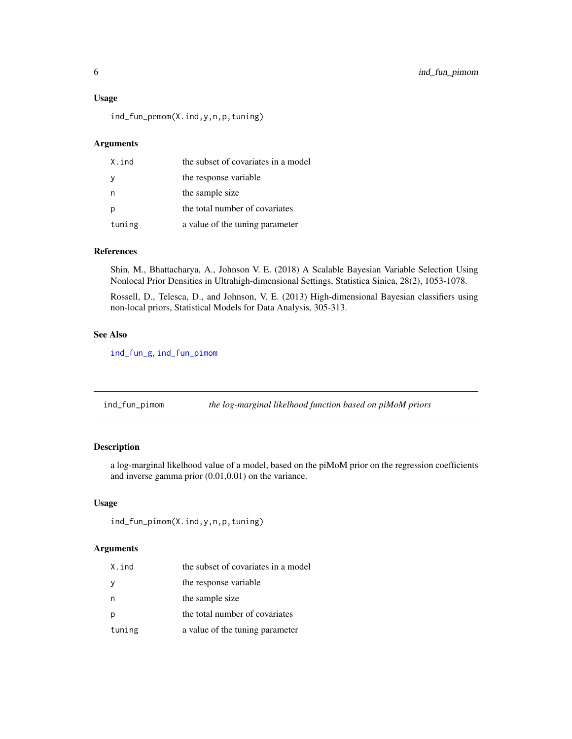### Usage

```
ind_fun_pemom(X.ind,y,n,p,tuning)
```

### Arguments

| | |
|---|---|
| X.ind | the subset of covariates in a model |
| y | the response variable |
| n | the sample size |
| p | the total number of covariates |
| tuning | a value of the tuning parameter |

### References

Shin, M., Bhattacharya, A., Johnson V. E. (2018) A Scalable Bayesian Variable Selection Using Nonlocal Prior Densities in Ultrahigh-dimensional Settings, Statistica Sinica, 28(2), 1053-1078.

Rossell, D., Telesca, D., and Johnson, V. E. (2013) High-dimensional Bayesian classifiers using non-local priors, Statistical Models for Data Analysis, 305-313.

### See Also

ind_fun_g, ind_fun_pimom

---

## ind_fun_pimom — *the log-marginal likelihood function based on piMoM priors*

---

### Description

a log-marginal likelihood value of a model, based on the piMoM prior on the regression coefficients and inverse gamma prior (0.01,0.01) on the variance.

### Usage

```
ind_fun_pimom(X.ind,y,n,p,tuning)
```

### Arguments

| | |
|---|---|
| X.ind | the subset of covariates in a model |
| y | the response variable |
| n | the sample size |
| p | the total number of covariates |
| tuning | a value of the tuning parameter |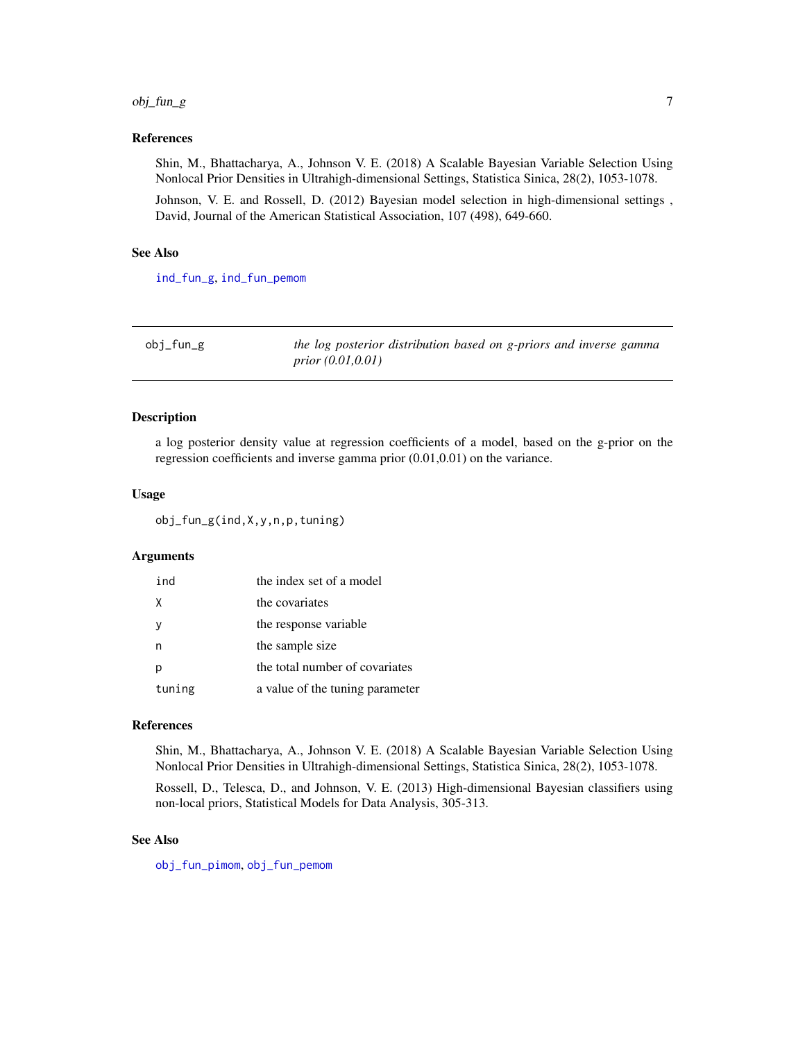### References

Shin, M., Bhattacharya, A., Johnson V. E. (2018) A Scalable Bayesian Variable Selection Using Nonlocal Prior Densities in Ultrahigh-dimensional Settings, Statistica Sinica, 28(2), 1053-1078.

Johnson, V. E. and Rossell, D. (2012) Bayesian model selection in high-dimensional settings , David, Journal of the American Statistical Association, 107 (498), 649-660.

### See Also

ind_fun_g, ind_fun_pemom

---

## obj_fun_g — *the log posterior distribution based on g-priors and inverse gamma prior (0.01,0.01)*

### Description

a log posterior density value at regression coefficients of a model, based on the g-prior on the regression coefficients and inverse gamma prior (0.01,0.01) on the variance.

### Usage

```
obj_fun_g(ind,X,y,n,p,tuning)
```

### Arguments

| | |
|---|---|
| ind | the index set of a model |
| X | the covariates |
| y | the response variable |
| n | the sample size |
| p | the total number of covariates |
| tuning | a value of the tuning parameter |

### References

Shin, M., Bhattacharya, A., Johnson V. E. (2018) A Scalable Bayesian Variable Selection Using Nonlocal Prior Densities in Ultrahigh-dimensional Settings, Statistica Sinica, 28(2), 1053-1078.

Rossell, D., Telesca, D., and Johnson, V. E. (2013) High-dimensional Bayesian classifiers using non-local priors, Statistical Models for Data Analysis, 305-313.

### See Also

obj_fun_pimom, obj_fun_pemom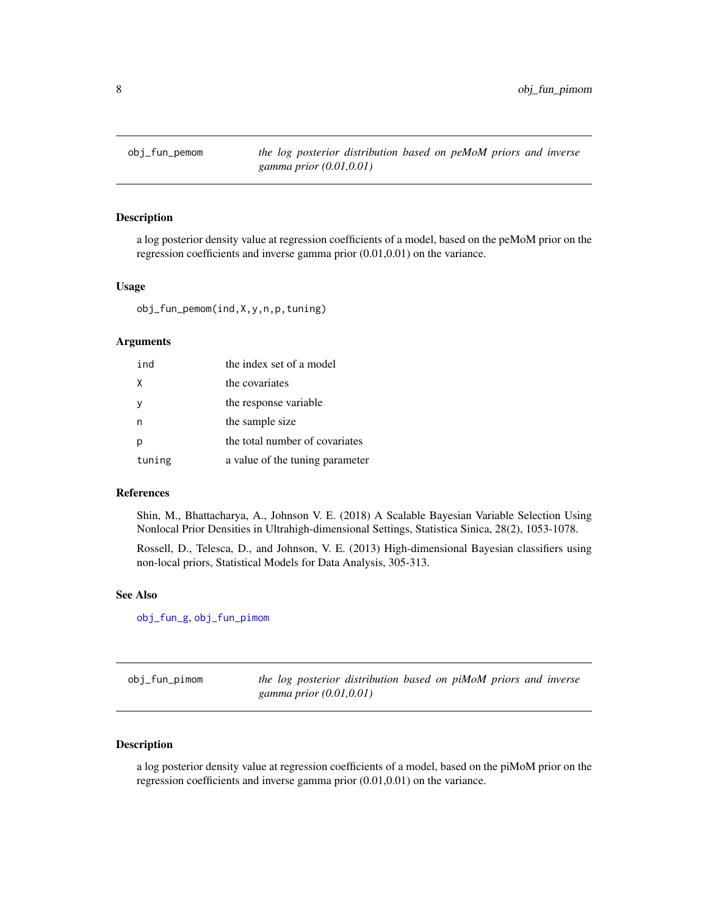## obj_fun_pemom — *the log posterior distribution based on peMoM priors and inverse gamma prior (0.01,0.01)*

### Description

a log posterior density value at regression coefficients of a model, based on the peMoM prior on the regression coefficients and inverse gamma prior (0.01,0.01) on the variance.

### Usage

```
obj_fun_pemom(ind,X,y,n,p,tuning)
```

### Arguments

| | |
|---|---|
| ind | the index set of a model |
| X | the covariates |
| y | the response variable |
| n | the sample size |
| p | the total number of covariates |
| tuning | a value of the tuning parameter |

### References

Shin, M., Bhattacharya, A., Johnson V. E. (2018) A Scalable Bayesian Variable Selection Using Nonlocal Prior Densities in Ultrahigh-dimensional Settings, Statistica Sinica, 28(2), 1053-1078.

Rossell, D., Telesca, D., and Johnson, V. E. (2013) High-dimensional Bayesian classifiers using non-local priors, Statistical Models for Data Analysis, 305-313.

### See Also

obj_fun_g, obj_fun_pimom

## obj_fun_pimom — *the log posterior distribution based on piMoM priors and inverse gamma prior (0.01,0.01)*

### Description

a log posterior density value at regression coefficients of a model, based on the piMoM prior on the regression coefficients and inverse gamma prior (0.01,0.01) on the variance.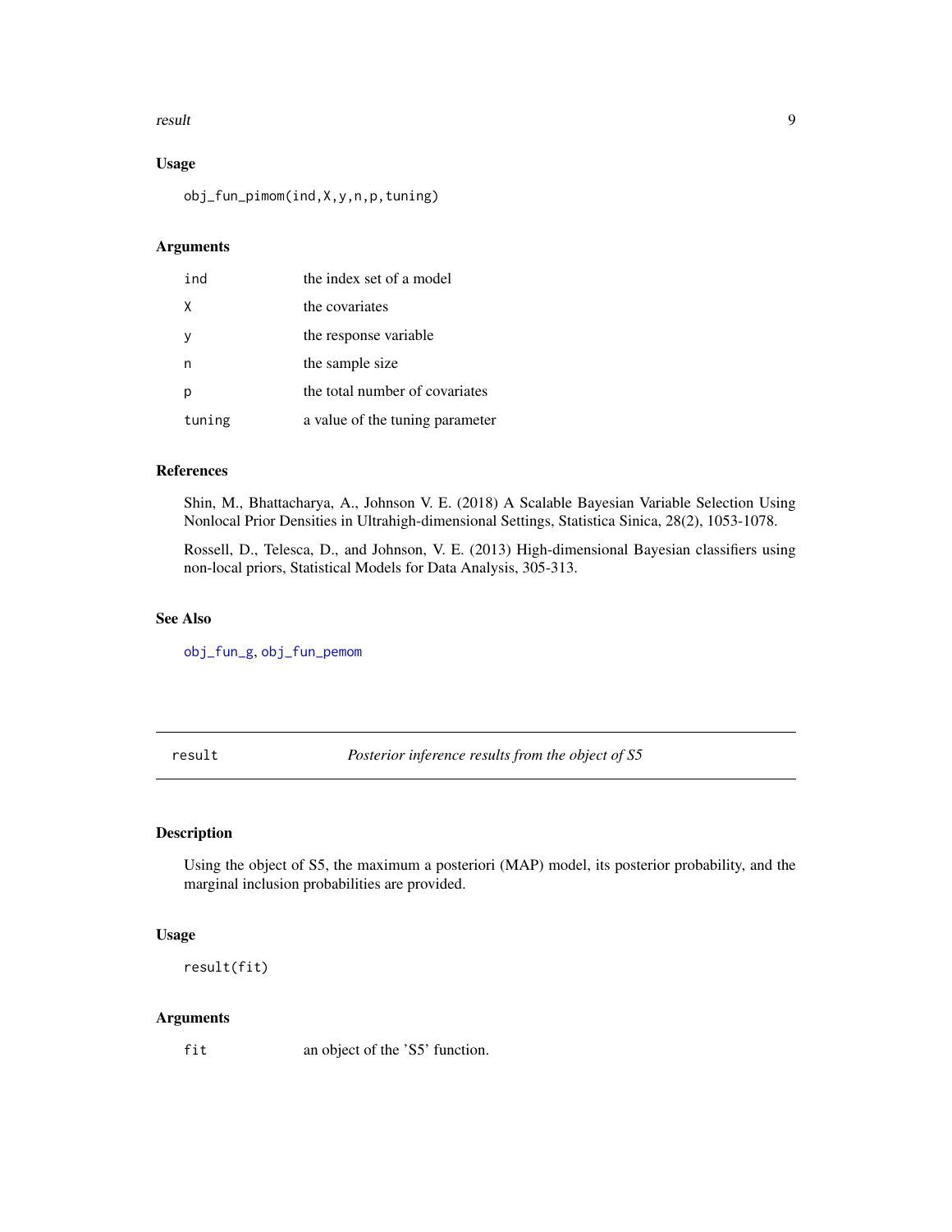### Usage

```
obj_fun_pimom(ind,X,y,n,p,tuning)
```

### Arguments

| | |
|---|---|
| ind | the index set of a model |
| X | the covariates |
| y | the response variable |
| n | the sample size |
| p | the total number of covariates |
| tuning | a value of the tuning parameter |

### References

Shin, M., Bhattacharya, A., Johnson V. E. (2018) A Scalable Bayesian Variable Selection Using Nonlocal Prior Densities in Ultrahigh-dimensional Settings, Statistica Sinica, 28(2), 1053-1078.

Rossell, D., Telesca, D., and Johnson, V. E. (2013) High-dimensional Bayesian classifiers using non-local priors, Statistical Models for Data Analysis, 305-313.

### See Also

obj_fun_g, obj_fun_pemom

---

## result *Posterior inference results from the object of S5*

### Description

Using the object of S5, the maximum a posteriori (MAP) model, its posterior probability, and the marginal inclusion probabilities are provided.

### Usage

```
result(fit)
```

### Arguments

| | |
|---|---|
| fit | an object of the 'S5' function. |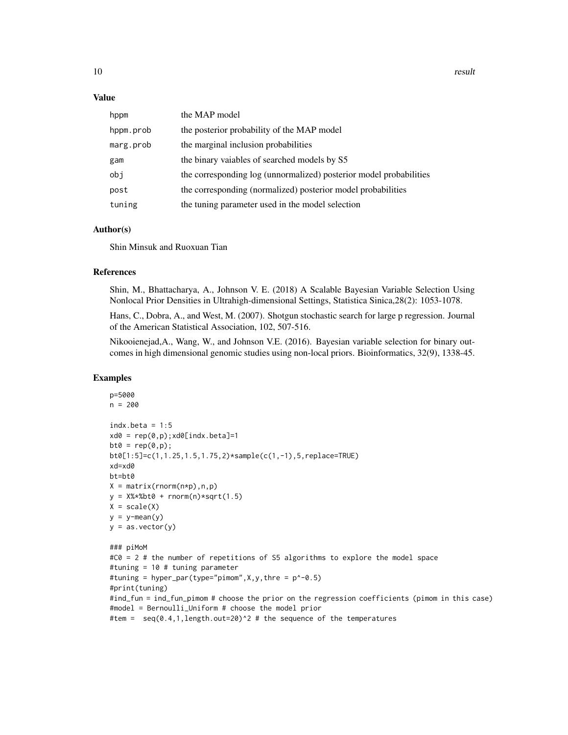## Value

| | |
|---|---|
| hppm | the MAP model |
| hppm.prob | the posterior probability of the MAP model |
| marg.prob | the marginal inclusion probabilities |
| gam | the binary vaiables of searched models by S5 |
| obj | the corresponding log (unnormalized) posterior model probabilities |
| post | the corresponding (normalized) posterior model probabilities |
| tuning | the tuning parameter used in the model selection |

## Author(s)

Shin Minsuk and Ruoxuan Tian

## References

Shin, M., Bhattacharya, A., Johnson V. E. (2018) A Scalable Bayesian Variable Selection Using Nonlocal Prior Densities in Ultrahigh-dimensional Settings, Statistica Sinica,28(2): 1053-1078.

Hans, C., Dobra, A., and West, M. (2007). Shotgun stochastic search for large p regression. Journal of the American Statistical Association, 102, 507-516.

Nikooienejad,A., Wang, W., and Johnson V.E. (2016). Bayesian variable selection for binary outcomes in high dimensional genomic studies using non-local priors. Bioinformatics, 32(9), 1338-45.

## Examples

```
p=5000
n = 200

indx.beta = 1:5
xd0 = rep(0,p);xd0[indx.beta]=1
bt0 = rep(0,p);
bt0[1:5]=c(1,1.25,1.5,1.75,2)*sample(c(1,-1),5,replace=TRUE)
xd=xd0
bt=bt0
X = matrix(rnorm(n*p),n,p)
y = X%*%bt0 + rnorm(n)*sqrt(1.5)
X = scale(X)
y = y-mean(y)
y = as.vector(y)

### piMoM
#C0 = 2 # the number of repetitions of S5 algorithms to explore the model space
#tuning = 10 # tuning parameter
#tuning = hyper_par(type="pimom",X,y,thre = p^-0.5)
#print(tuning)
#ind_fun = ind_fun_pimom # choose the prior on the regression coefficients (pimom in this case)
#model = Bernoulli_Uniform # choose the model prior
#tem =  seq(0.4,1,length.out=20)^2 # the sequence of the temperatures
```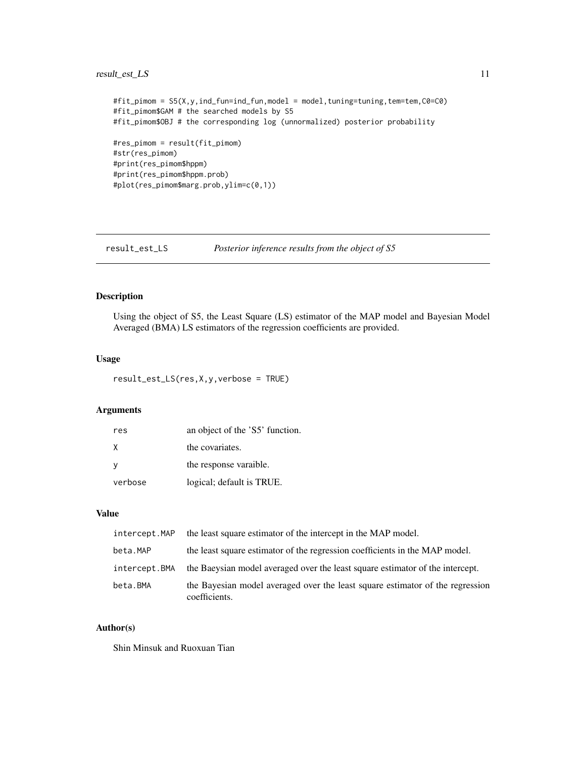```
#fit_pimom = S5(X,y,ind_fun=ind_fun,model = model,tuning=tuning,tem=tem,C0=C0)
#fit_pimom$GAM # the searched models by S5
#fit_pimom$OBJ # the corresponding log (unnormalized) posterior probability

#res_pimom = result(fit_pimom)
#str(res_pimom)
#print(res_pimom$hppm)
#print(res_pimom$hppm.prob)
#plot(res_pimom$marg.prob,ylim=c(0,1))
```

---

## result_est_LS — *Posterior inference results from the object of S5*

### Description

Using the object of S5, the Least Square (LS) estimator of the MAP model and Bayesian Model Averaged (BMA) LS estimators of the regression coefficients are provided.

### Usage

```
result_est_LS(res,X,y,verbose = TRUE)
```

### Arguments

| | |
|---|---|
| `res` | an object of the 'S5' function. |
| `X` | the covariates. |
| `y` | the response varaible. |
| `verbose` | logical; default is TRUE. |

### Value

| | |
|---|---|
| `intercept.MAP` | the least square estimator of the intercept in the MAP model. |
| `beta.MAP` | the least square estimator of the regression coefficients in the MAP model. |
| `intercept.BMA` | the Baeysian model averaged over the least square estimator of the intercept. |
| `beta.BMA` | the Bayesian model averaged over the least square estimator of the regression coefficients. |

### Author(s)

Shin Minsuk and Ruoxuan Tian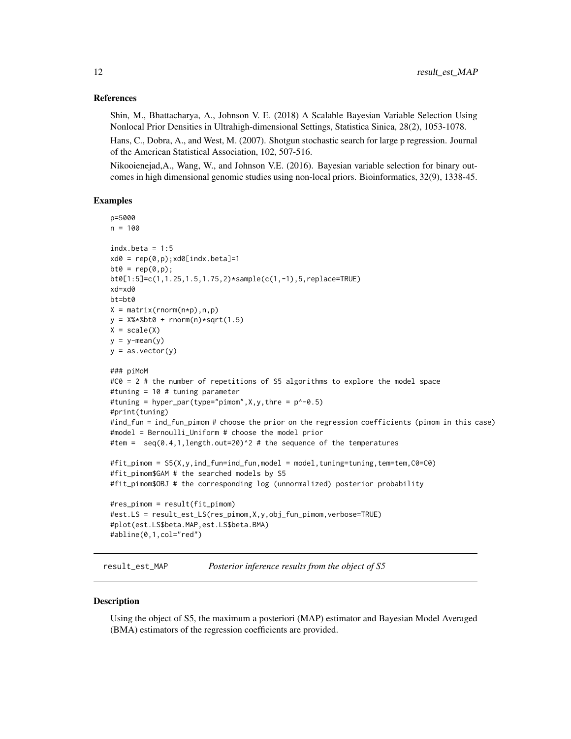### References

Shin, M., Bhattacharya, A., Johnson V. E. (2018) A Scalable Bayesian Variable Selection Using Nonlocal Prior Densities in Ultrahigh-dimensional Settings, Statistica Sinica, 28(2), 1053-1078.

Hans, C., Dobra, A., and West, M. (2007). Shotgun stochastic search for large p regression. Journal of the American Statistical Association, 102, 507-516.

Nikooienejad,A., Wang, W., and Johnson V.E. (2016). Bayesian variable selection for binary outcomes in high dimensional genomic studies using non-local priors. Bioinformatics, 32(9), 1338-45.

### Examples

```
p=5000
n = 100

indx.beta = 1:5
xd0 = rep(0,p);xd0[indx.beta]=1
bt0 = rep(0,p);
bt0[1:5]=c(1,1.25,1.5,1.75,2)*sample(c(1,-1),5,replace=TRUE)
xd=xd0
bt=bt0
X = matrix(rnorm(n*p),n,p)
y = X%*%bt0 + rnorm(n)*sqrt(1.5)
X = scale(X)
y = y-mean(y)
y = as.vector(y)

### piMoM
#C0 = 2 # the number of repetitions of S5 algorithms to explore the model space
#tuning = 10 # tuning parameter
#tuning = hyper_par(type="pimom",X,y,thre = p^-0.5)
#print(tuning)
#ind_fun = ind_fun_pimom # choose the prior on the regression coefficients (pimom in this case)
#model = Bernoulli_Uniform # choose the model prior
#tem =  seq(0.4,1,length.out=20)^2 # the sequence of the temperatures

#fit_pimom = S5(X,y,ind_fun=ind_fun,model = model,tuning=tuning,tem=tem,C0=C0)
#fit_pimom$GAM # the searched models by S5
#fit_pimom$OBJ # the corresponding log (unnormalized) posterior probability

#res_pimom = result(fit_pimom)
#est.LS = result_est_LS(res_pimom,X,y,obj_fun_pimom,verbose=TRUE)
#plot(est.LS$beta.MAP,est.LS$beta.BMA)
#abline(0,1,col="red")
```

---

## result_est_MAP &nbsp;&nbsp;&nbsp; *Posterior inference results from the object of S5*

### Description

Using the object of S5, the maximum a posteriori (MAP) estimator and Bayesian Model Averaged (BMA) estimators of the regression coefficients are provided.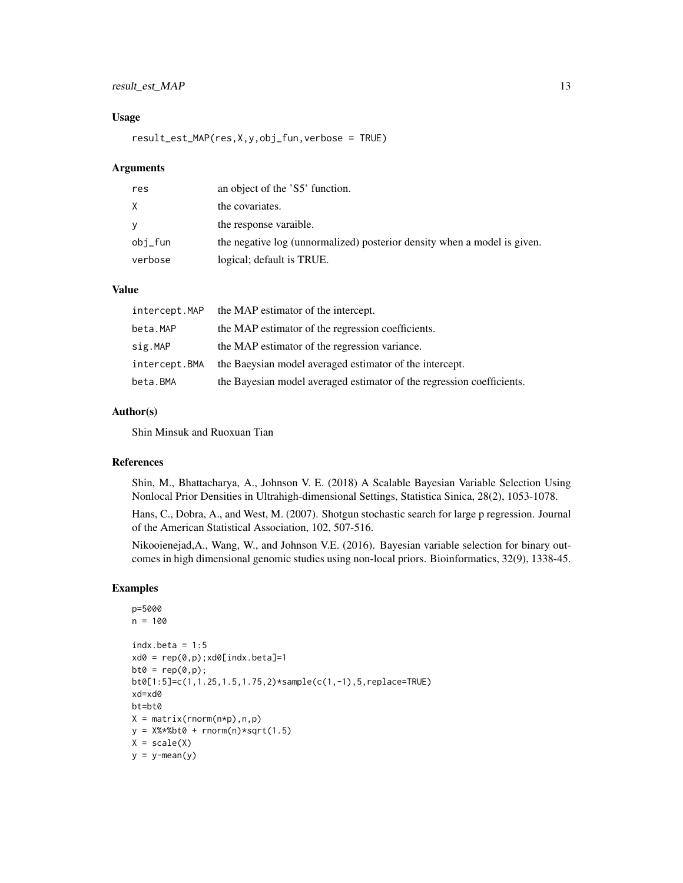### Usage

```
result_est_MAP(res,X,y,obj_fun,verbose = TRUE)
```

### Arguments

| | |
|---|---|
| res | an object of the 'S5' function. |
| X | the covariates. |
| y | the response varaible. |
| obj_fun | the negative log (unnormalized) posterior density when a model is given. |
| verbose | logical; default is TRUE. |

### Value

| | |
|---|---|
| intercept.MAP | the MAP estimator of the intercept. |
| beta.MAP | the MAP estimator of the regression coefficients. |
| sig.MAP | the MAP estimator of the regression variance. |
| intercept.BMA | the Baeysian model averaged estimator of the intercept. |
| beta.BMA | the Bayesian model averaged estimator of the regression coefficients. |

### Author(s)

Shin Minsuk and Ruoxuan Tian

### References

Shin, M., Bhattacharya, A., Johnson V. E. (2018) A Scalable Bayesian Variable Selection Using Nonlocal Prior Densities in Ultrahigh-dimensional Settings, Statistica Sinica, 28(2), 1053-1078.

Hans, C., Dobra, A., and West, M. (2007). Shotgun stochastic search for large p regression. Journal of the American Statistical Association, 102, 507-516.

Nikooienejad,A., Wang, W., and Johnson V.E. (2016). Bayesian variable selection for binary outcomes in high dimensional genomic studies using non-local priors. Bioinformatics, 32(9), 1338-45.

### Examples

```
p=5000
n = 100

indx.beta = 1:5
xd0 = rep(0,p);xd0[indx.beta]=1
bt0 = rep(0,p);
bt0[1:5]=c(1,1.25,1.5,1.75,2)*sample(c(1,-1),5,replace=TRUE)
xd=xd0
bt=bt0
X = matrix(rnorm(n*p),n,p)
y = X%*%bt0 + rnorm(n)*sqrt(1.5)
X = scale(X)
y = y-mean(y)
```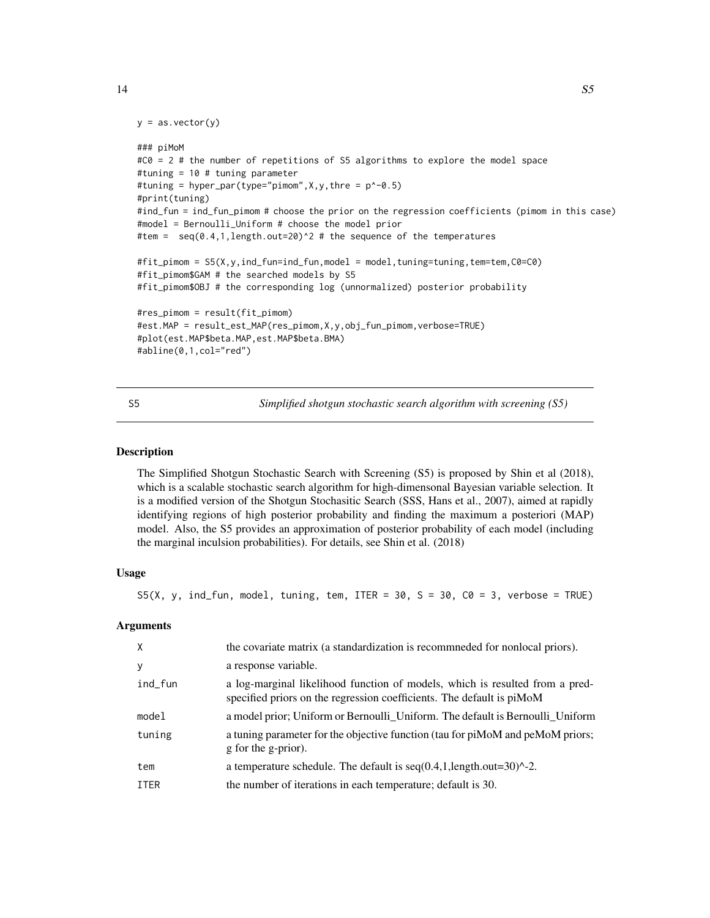```
y = as.vector(y)

### piMoM
#C0 = 2 # the number of repetitions of S5 algorithms to explore the model space
#tuning = 10 # tuning parameter
#tuning = hyper_par(type="pimom",X,y,thre = p^-0.5)
#print(tuning)
#ind_fun = ind_fun_pimom # choose the prior on the regression coefficients (pimom in this case)
#model = Bernoulli_Uniform # choose the model prior
#tem =  seq(0.4,1,length.out=20)^2 # the sequence of the temperatures

#fit_pimom = S5(X,y,ind_fun=ind_fun,model = model,tuning=tuning,tem=tem,C0=C0)
#fit_pimom$GAM # the searched models by S5
#fit_pimom$OBJ # the corresponding log (unnormalized) posterior probability

#res_pimom = result(fit_pimom)
#est.MAP = result_est_MAP(res_pimom,X,y,obj_fun_pimom,verbose=TRUE)
#plot(est.MAP$beta.MAP,est.MAP$beta.BMA)
#abline(0,1,col="red")
```

---

## S5 — *Simplified shotgun stochastic search algorithm with screening (S5)*

---

### Description

The Simplified Shotgun Stochastic Search with Screening (S5) is proposed by Shin et al (2018), which is a scalable stochastic search algorithm for high-dimensonal Bayesian variable selection. It is a modified version of the Shotgun Stochasitic Search (SSS, Hans et al., 2007), aimed at rapidly identifying regions of high posterior probability and finding the maximum a posteriori (MAP) model. Also, the S5 provides an approximation of posterior probability of each model (including the marginal inculsion probabilities). For details, see Shin et al. (2018)

### Usage

```
S5(X, y, ind_fun, model, tuning, tem, ITER = 30, S = 30, C0 = 3, verbose = TRUE)
```

### Arguments

| | |
|---|---|
| X | the covariate matrix (a standardization is recommneded for nonlocal priors). |
| y | a response variable. |
| ind_fun | a log-marginal likelihood function of models, which is resulted from a pred-specified priors on the regression coefficients. The default is piMoM |
| model | a model prior; Uniform or Bernoulli_Uniform. The default is Bernoulli_Uniform |
| tuning | a tuning parameter for the objective function (tau for piMoM and peMoM priors; g for the g-prior). |
| tem | a temperature schedule. The default is seq(0.4,1,length.out=30)^-2. |
| ITER | the number of iterations in each temperature; default is 30. |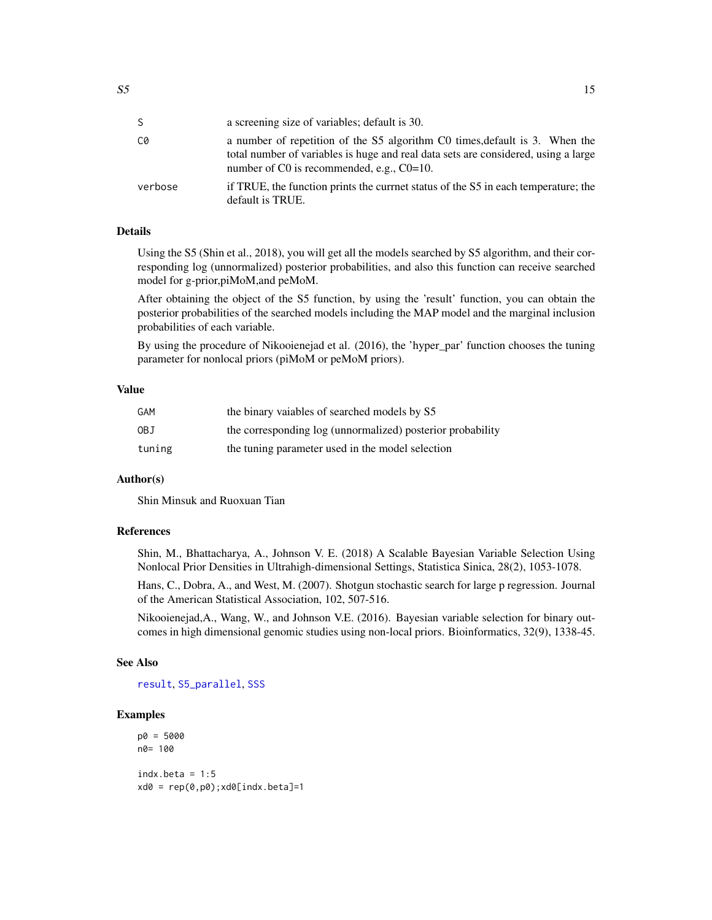| | |
|---|---|
| S | a screening size of variables; default is 30. |
| C0 | a number of repetition of the S5 algorithm C0 times,default is 3. When the total number of variables is huge and real data sets are considered, using a large number of C0 is recommended, e.g., C0=10. |
| verbose | if TRUE, the function prints the currnet status of the S5 in each temperature; the default is TRUE. |

### Details

Using the S5 (Shin et al., 2018), you will get all the models searched by S5 algorithm, and their corresponding log (unnormalized) posterior probabilities, and also this function can receive searched model for g-prior,piMoM,and peMoM.

After obtaining the object of the S5 function, by using the 'result' function, you can obtain the posterior probabilities of the searched models including the MAP model and the marginal inclusion probabilities of each variable.

By using the procedure of Nikooienejad et al. (2016), the 'hyper_par' function chooses the tuning parameter for nonlocal priors (piMoM or peMoM priors).

### Value

| | |
|---|---|
| GAM | the binary vaiables of searched models by S5 |
| OBJ | the corresponding log (unnormalized) posterior probability |
| tuning | the tuning parameter used in the model selection |

### Author(s)

Shin Minsuk and Ruoxuan Tian

### References

Shin, M., Bhattacharya, A., Johnson V. E. (2018) A Scalable Bayesian Variable Selection Using Nonlocal Prior Densities in Ultrahigh-dimensional Settings, Statistica Sinica, 28(2), 1053-1078.

Hans, C., Dobra, A., and West, M. (2007). Shotgun stochastic search for large p regression. Journal of the American Statistical Association, 102, 507-516.

Nikooienejad,A., Wang, W., and Johnson V.E. (2016). Bayesian variable selection for binary outcomes in high dimensional genomic studies using non-local priors. Bioinformatics, 32(9), 1338-45.

### See Also

result, S5_parallel, SSS

### Examples

```
p0 = 5000
n0= 100

indx.beta = 1:5
xd0 = rep(0,p0);xd0[indx.beta]=1
```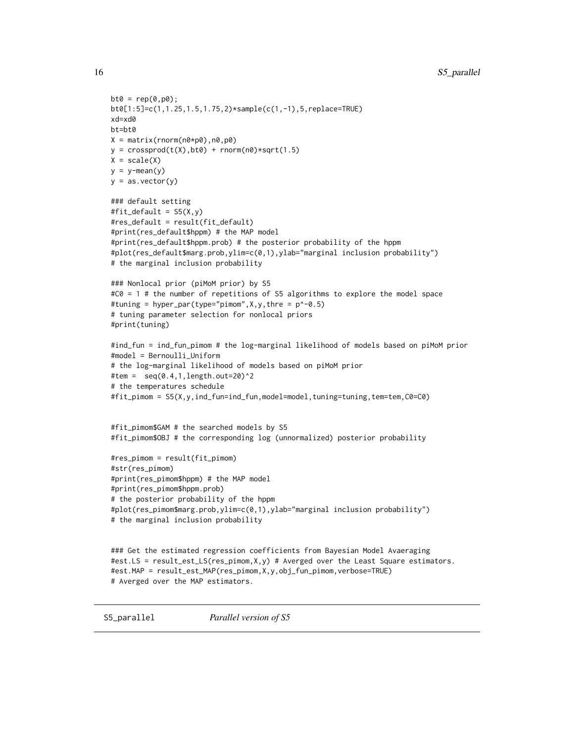```
bt0 = rep(0,p0);
bt0[1:5]=c(1,1.25,1.5,1.75,2)*sample(c(1,-1),5,replace=TRUE)
xd=xd0
bt=bt0
X = matrix(rnorm(n0*p0),n0,p0)
y = crossprod(t(X),bt0) + rnorm(n0)*sqrt(1.5)
X = scale(X)
y = y-mean(y)
y = as.vector(y)

### default setting
#fit_default = S5(X,y)
#res_default = result(fit_default)
#print(res_default$hppm) # the MAP model
#print(res_default$hppm.prob) # the posterior probability of the hppm
#plot(res_default$marg.prob,ylim=c(0,1),ylab="marginal inclusion probability")
# the marginal inclusion probability

### Nonlocal prior (piMoM prior) by S5
#C0 = 1 # the number of repetitions of S5 algorithms to explore the model space
#tuning = hyper_par(type="pimom",X,y,thre = p^-0.5)
# tuning parameter selection for nonlocal priors
#print(tuning)

#ind_fun = ind_fun_pimom # the log-marginal likelihood of models based on piMoM prior
#model = Bernoulli_Uniform
# the log-marginal likelihood of models based on piMoM prior
#tem =  seq(0.4,1,length.out=20)^2
# the temperatures schedule
#fit_pimom = S5(X,y,ind_fun=ind_fun,model=model,tuning=tuning,tem=tem,C0=C0)


#fit_pimom$GAM # the searched models by S5
#fit_pimom$OBJ # the corresponding log (unnormalized) posterior probability

#res_pimom = result(fit_pimom)
#str(res_pimom)
#print(res_pimom$hppm) # the MAP model
#print(res_pimom$hppm.prob)
# the posterior probability of the hppm
#plot(res_pimom$marg.prob,ylim=c(0,1),ylab="marginal inclusion probability")
# the marginal inclusion probability


### Get the estimated regression coefficients from Bayesian Model Avaeraging
#est.LS = result_est_LS(res_pimom,X,y) # Averged over the Least Square estimators.
#est.MAP = result_est_MAP(res_pimom,X,y,obj_fun_pimom,verbose=TRUE)
# Averged over the MAP estimators.
```

## S5_parallel    *Parallel version of S5*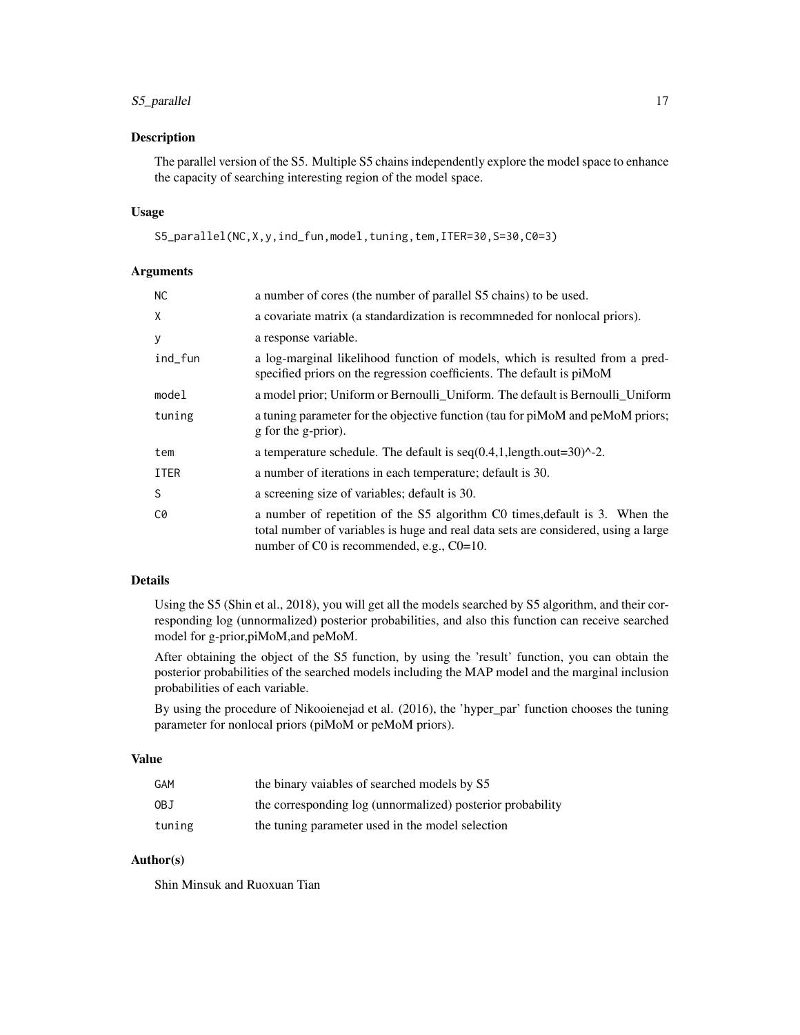## Description

The parallel version of the S5. Multiple S5 chains independently explore the model space to enhance the capacity of searching interesting region of the model space.

## Usage

```
S5_parallel(NC,X,y,ind_fun,model,tuning,tem,ITER=30,S=30,C0=3)
```

## Arguments

| | |
|---|---|
| NC | a number of cores (the number of parallel S5 chains) to be used. |
| X | a covariate matrix (a standardization is recommneded for nonlocal priors). |
| y | a response variable. |
| ind_fun | a log-marginal likelihood function of models, which is resulted from a predspecified priors on the regression coefficients. The default is piMoM |
| model | a model prior; Uniform or Bernoulli_Uniform. The default is Bernoulli_Uniform |
| tuning | a tuning parameter for the objective function (tau for piMoM and peMoM priors; g for the g-prior). |
| tem | a temperature schedule. The default is seq(0.4,1,length.out=30)^-2. |
| ITER | a number of iterations in each temperature; default is 30. |
| S | a screening size of variables; default is 30. |
| C0 | a number of repetition of the S5 algorithm C0 times,default is 3. When the total number of variables is huge and real data sets are considered, using a large number of C0 is recommended, e.g., C0=10. |

## Details

Using the S5 (Shin et al., 2018), you will get all the models searched by S5 algorithm, and their corresponding log (unnormalized) posterior probabilities, and also this function can receive searched model for g-prior,piMoM,and peMoM.

After obtaining the object of the S5 function, by using the 'result' function, you can obtain the posterior probabilities of the searched models including the MAP model and the marginal inclusion probabilities of each variable.

By using the procedure of Nikooienejad et al. (2016), the 'hyper_par' function chooses the tuning parameter for nonlocal priors (piMoM or peMoM priors).

## Value

| | |
|---|---|
| GAM | the binary vaiables of searched models by S5 |
| OBJ | the corresponding log (unnormalized) posterior probability |
| tuning | the tuning parameter used in the model selection |

## Author(s)

Shin Minsuk and Ruoxuan Tian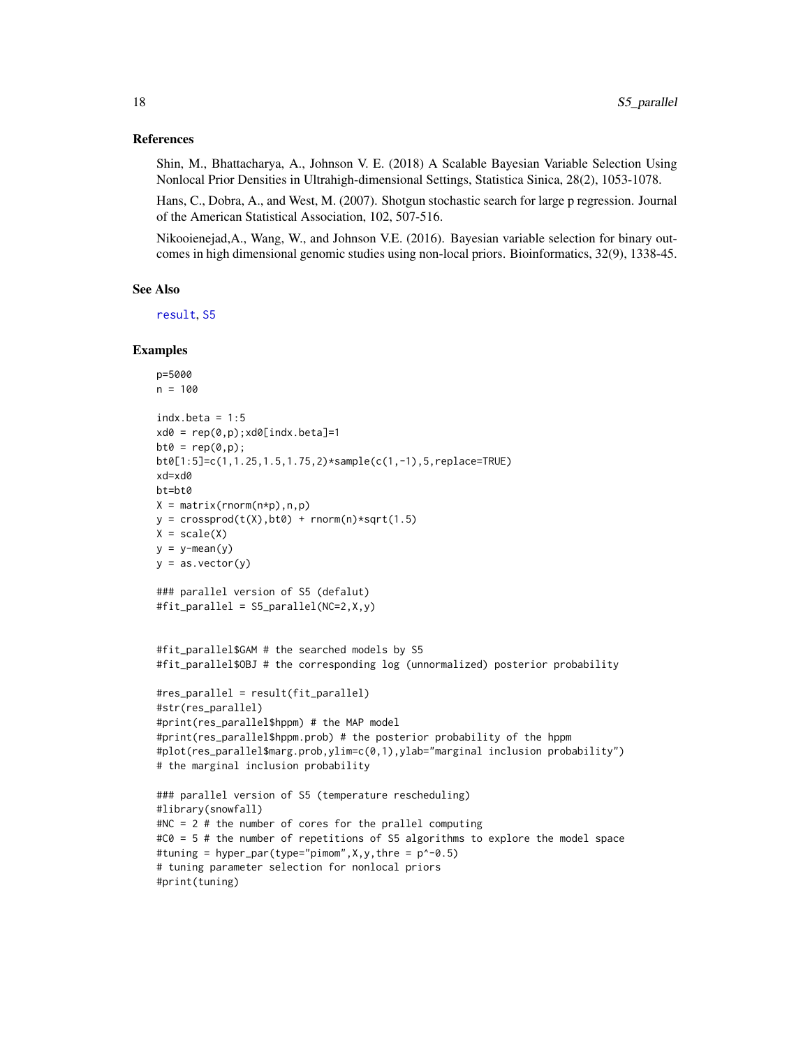### References

Shin, M., Bhattacharya, A., Johnson V. E. (2018) A Scalable Bayesian Variable Selection Using Nonlocal Prior Densities in Ultrahigh-dimensional Settings, Statistica Sinica, 28(2), 1053-1078.

Hans, C., Dobra, A., and West, M. (2007). Shotgun stochastic search for large p regression. Journal of the American Statistical Association, 102, 507-516.

Nikooienejad,A., Wang, W., and Johnson V.E. (2016). Bayesian variable selection for binary outcomes in high dimensional genomic studies using non-local priors. Bioinformatics, 32(9), 1338-45.

### See Also

result, S5

### Examples

```
p=5000
n = 100

indx.beta = 1:5
xd0 = rep(0,p);xd0[indx.beta]=1
bt0 = rep(0,p);
bt0[1:5]=c(1,1.25,1.5,1.75,2)*sample(c(1,-1),5,replace=TRUE)
xd=xd0
bt=bt0
X = matrix(rnorm(n*p),n,p)
y = crossprod(t(X),bt0) + rnorm(n)*sqrt(1.5)
X = scale(X)
y = y-mean(y)
y = as.vector(y)

### parallel version of S5 (defalut)
#fit_parallel = S5_parallel(NC=2,X,y)


#fit_parallel$GAM # the searched models by S5
#fit_parallel$OBJ # the corresponding log (unnormalized) posterior probability

#res_parallel = result(fit_parallel)
#str(res_parallel)
#print(res_parallel$hppm) # the MAP model
#print(res_parallel$hppm.prob) # the posterior probability of the hppm
#plot(res_parallel$marg.prob,ylim=c(0,1),ylab="marginal inclusion probability")
# the marginal inclusion probability

### parallel version of S5 (temperature rescheduling)
#library(snowfall)
#NC = 2 # the number of cores for the prallel computing
#C0 = 5 # the number of repetitions of S5 algorithms to explore the model space
#tuning = hyper_par(type="pimom",X,y,thre = p^-0.5)
# tuning parameter selection for nonlocal priors
#print(tuning)
```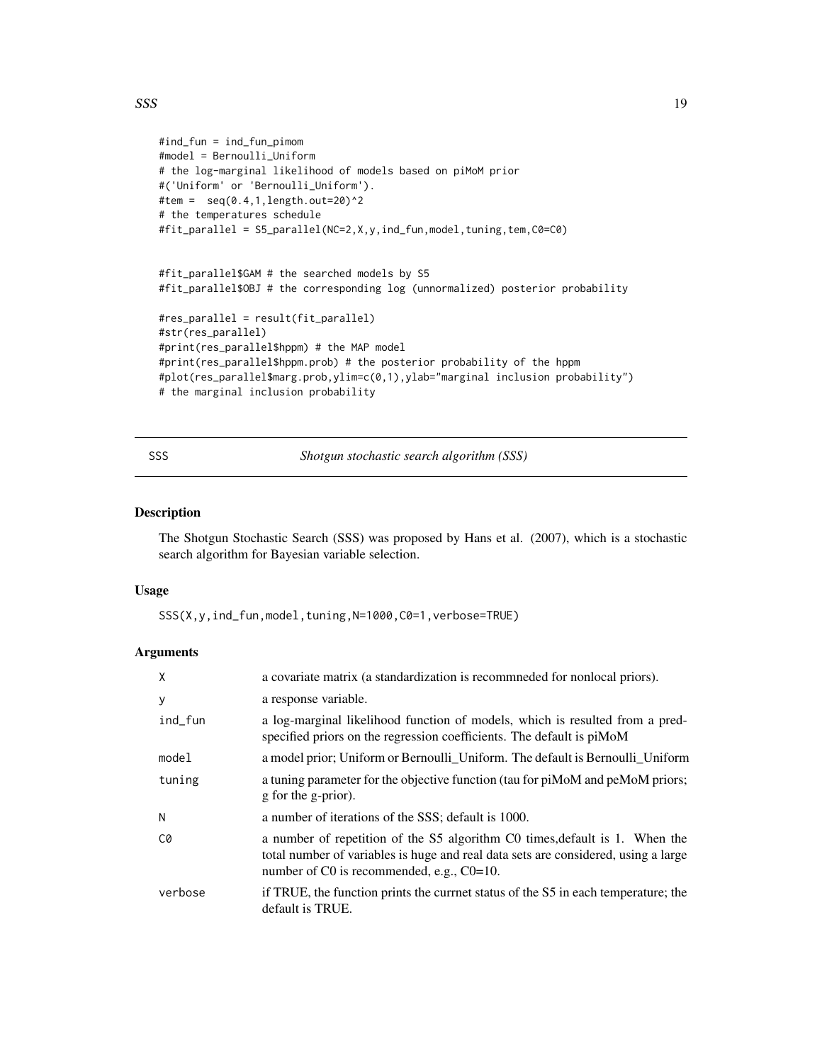```
#ind_fun = ind_fun_pimom
#model = Bernoulli_Uniform
# the log-marginal likelihood of models based on piMoM prior
#('Uniform' or 'Bernoulli_Uniform').
#tem =  seq(0.4,1,length.out=20)^2
# the temperatures schedule
#fit_parallel = S5_parallel(NC=2,X,y,ind_fun,model,tuning,tem,C0=C0)


#fit_parallel$GAM # the searched models by S5
#fit_parallel$OBJ # the corresponding log (unnormalized) posterior probability

#res_parallel = result(fit_parallel)
#str(res_parallel)
#print(res_parallel$hppm) # the MAP model
#print(res_parallel$hppm.prob) # the posterior probability of the hppm
#plot(res_parallel$marg.prob,ylim=c(0,1),ylab="marginal inclusion probability")
# the marginal inclusion probability
```

## SSS — *Shotgun stochastic search algorithm (SSS)*

### Description

The Shotgun Stochastic Search (SSS) was proposed by Hans et al. (2007), which is a stochastic search algorithm for Bayesian variable selection.

### Usage

```
SSS(X,y,ind_fun,model,tuning,N=1000,C0=1,verbose=TRUE)
```

### Arguments

| | |
|---|---|
| X | a covariate matrix (a standardization is recommneded for nonlocal priors). |
| y | a response variable. |
| ind_fun | a log-marginal likelihood function of models, which is resulted from a pred-specified priors on the regression coefficients. The default is piMoM |
| model | a model prior; Uniform or Bernoulli_Uniform. The default is Bernoulli_Uniform |
| tuning | a tuning parameter for the objective function (tau for piMoM and peMoM priors; g for the g-prior). |
| N | a number of iterations of the SSS; default is 1000. |
| C0 | a number of repetition of the S5 algorithm C0 times,default is 1. When the total number of variables is huge and real data sets are considered, using a large number of C0 is recommended, e.g., C0=10. |
| verbose | if TRUE, the function prints the currnet status of the S5 in each temperature; the default is TRUE. |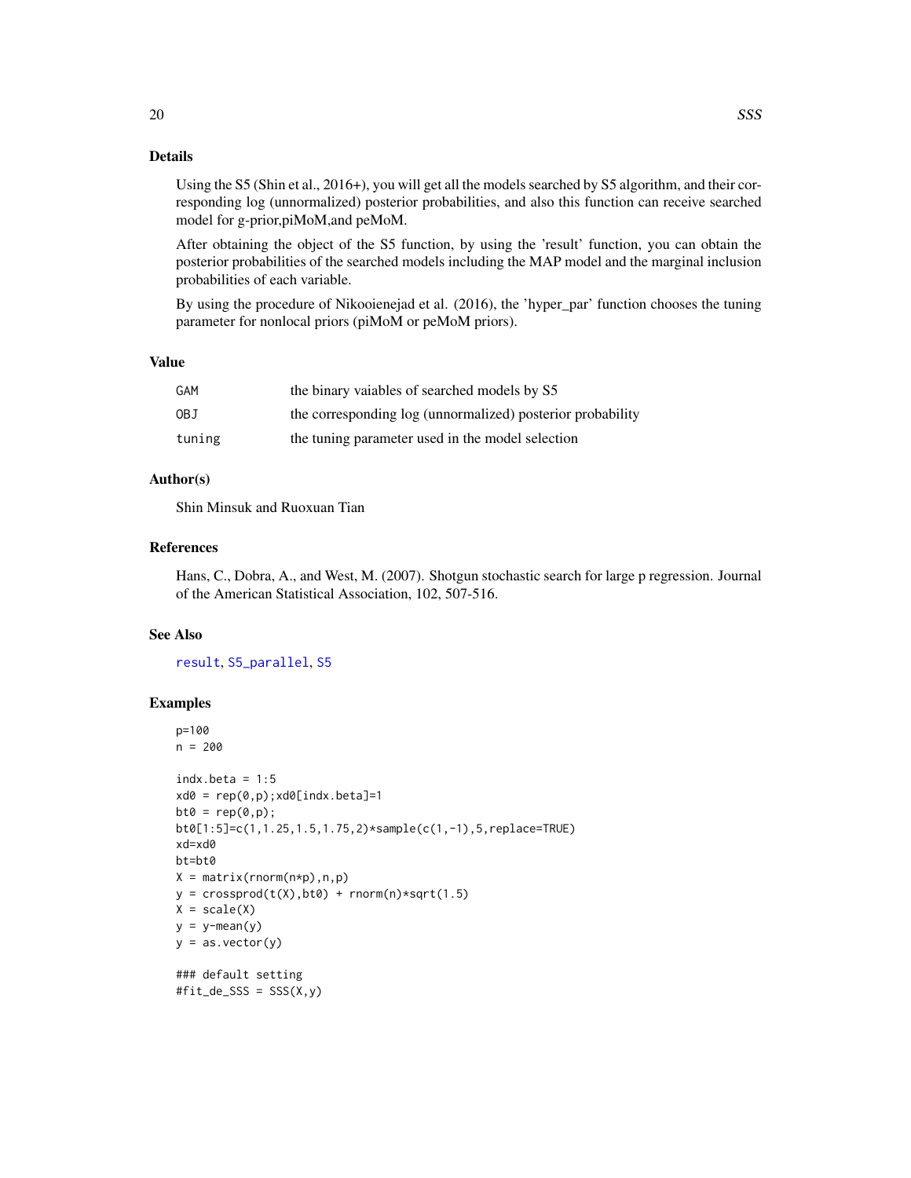## Details

Using the S5 (Shin et al., 2016+), you will get all the models searched by S5 algorithm, and their corresponding log (unnormalized) posterior probabilities, and also this function can receive searched model for g-prior,piMoM,and peMoM.

After obtaining the object of the S5 function, by using the 'result' function, you can obtain the posterior probabilities of the searched models including the MAP model and the marginal inclusion probabilities of each variable.

By using the procedure of Nikooienejad et al. (2016), the 'hyper_par' function chooses the tuning parameter for nonlocal priors (piMoM or peMoM priors).

## Value

| | |
|---|---|
| GAM | the binary vaiables of searched models by S5 |
| OBJ | the corresponding log (unnormalized) posterior probability |
| tuning | the tuning parameter used in the model selection |

## Author(s)

Shin Minsuk and Ruoxuan Tian

## References

Hans, C., Dobra, A., and West, M. (2007). Shotgun stochastic search for large p regression. Journal of the American Statistical Association, 102, 507-516.

## See Also

result, S5_parallel, S5

## Examples

```
p=100
n = 200

indx.beta = 1:5
xd0 = rep(0,p);xd0[indx.beta]=1
bt0 = rep(0,p);
bt0[1:5]=c(1,1.25,1.5,1.75,2)*sample(c(1,-1),5,replace=TRUE)
xd=xd0
bt=bt0
X = matrix(rnorm(n*p),n,p)
y = crossprod(t(X),bt0) + rnorm(n)*sqrt(1.5)
X = scale(X)
y = y-mean(y)
y = as.vector(y)

### default setting
#fit_de_SSS = SSS(X,y)
```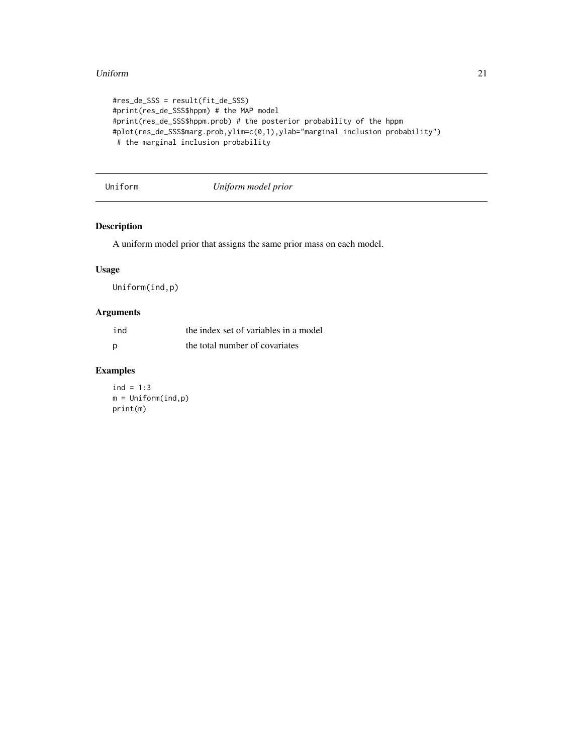```
#res_de_SSS = result(fit_de_SSS)
#print(res_de_SSS$hppm) # the MAP model
#print(res_de_SSS$hppm.prob) # the posterior probability of the hppm
#plot(res_de_SSS$marg.prob,ylim=c(0,1),ylab="marginal inclusion probability")
 # the marginal inclusion probability
```

---

## Uniform — *Uniform model prior*

---

### Description

A uniform model prior that assigns the same prior mass on each model.

### Usage

```
Uniform(ind,p)
```

### Arguments

| | |
|---|---|
| ind | the index set of variables in a model |
| p | the total number of covariates |

### Examples

```
ind = 1:3
m = Uniform(ind,p)
print(m)
```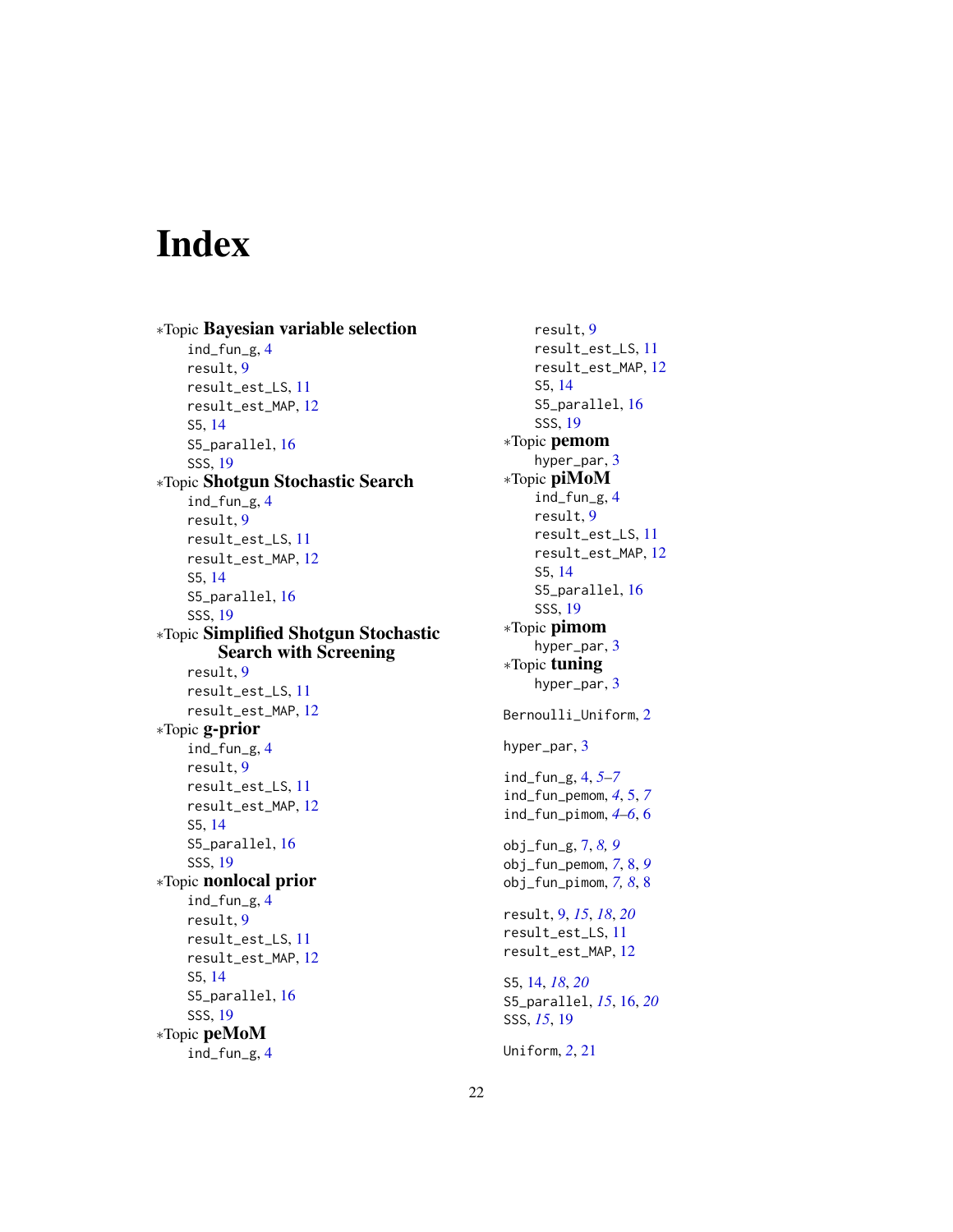# Index

*Topic **Bayesian variable selection**
- ind_fun_g, 4
- result, 9
- result_est_LS, 11
- result_est_MAP, 12
- S5, 14
- S5_parallel, 16
- SSS, 19

*Topic **Shotgun Stochastic Search**
- ind_fun_g, 4
- result, 9
- result_est_LS, 11
- result_est_MAP, 12
- S5, 14
- S5_parallel, 16
- SSS, 19

*Topic **Simplified Shotgun Stochastic Search with Screening**
- result, 9
- result_est_LS, 11
- result_est_MAP, 12

*Topic **g-prior**
- ind_fun_g, 4
- result, 9
- result_est_LS, 11
- result_est_MAP, 12
- S5, 14
- S5_parallel, 16
- SSS, 19

*Topic **nonlocal prior**
- ind_fun_g, 4
- result, 9
- result_est_LS, 11
- result_est_MAP, 12
- S5, 14
- S5_parallel, 16
- SSS, 19

*Topic **peMoM**
- ind_fun_g, 4
- result, 9
- result_est_LS, 11
- result_est_MAP, 12
- S5, 14
- S5_parallel, 16
- SSS, 19

*Topic **pemom**
- hyper_par, 3

*Topic **piMoM**
- ind_fun_g, 4
- result, 9
- result_est_LS, 11
- result_est_MAP, 12
- S5, 14
- S5_parallel, 16
- SSS, 19

*Topic **pimom**
- hyper_par, 3

*Topic **tuning**
- hyper_par, 3

Bernoulli_Uniform, 2

hyper_par, 3

ind_fun_g, 4, *5–7*
ind_fun_pemom, *4*, 5, *7*
ind_fun_pimom, *4–6*, 6

obj_fun_g, 7, *8, 9*
obj_fun_pemom, *7*, 8, *9*
obj_fun_pimom, *7, 8*, 8

result, 9, *15*, *18*, *20*
result_est_LS, 11
result_est_MAP, 12

S5, 14, *18*, *20*
S5_parallel, *15*, 16, *20*
SSS, *15*, 19

Uniform, *2*, 21